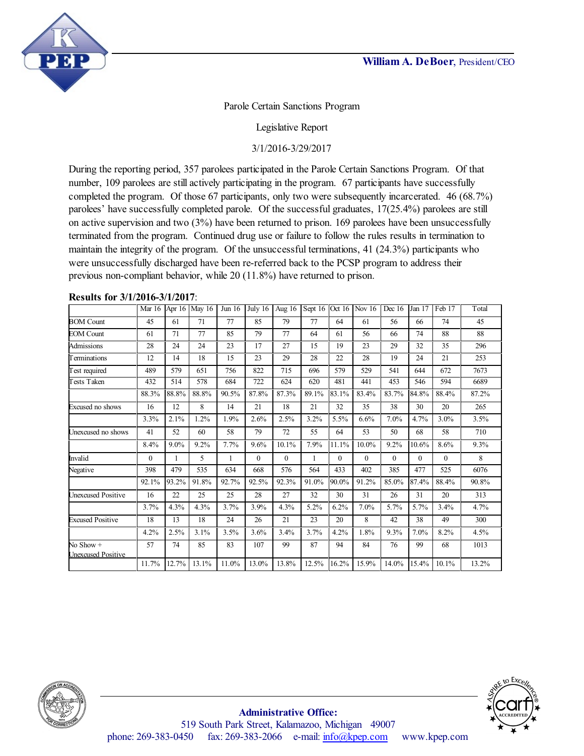**William A. DeBoer**, President/CEO

Parole Certain Sanctions Program

Legislative Report

3/1/2016-3/29/2017

During the reporting period, 357 parolees participated in the Parole Certain Sanctions Program. Of that number, 109 parolees are still actively participating in the program. 67 participants have successfully completed the program. Of those 67 participants, only two were subsequently incarcerated. 46 (68.7%) parolees' have successfully completed parole. Of the successful graduates, 17(25.4%) parolees are still on active supervision and two (3%) have been returned to prison. 169 parolees have been unsuccessfully terminated from the program. Continued drug use or failure to follow the rules results in termination to maintain the integrity of the program. Of the unsuccessful terminations, 41 (24.3%) participants who were unsuccessfully discharged have been re-referred back to the PCSP program to address their previous non-compliant behavior, while 20 (11.8%) have returned to prison.

**Results for 3/1/2016-3/1/2017**:

| | Mar 16 | Apr 16 | May 16 | Jun 16 | July 16 | Aug 16 | Sept 16 | Oct 16 | Nov 16 | Dec 16 | Jan 17 | Feb 17 | Total |
|---|---|---|---|---|---|---|---|---|---|---|---|---|---|
| BOM Count | 45 | 61 | 71 | 77 | 85 | 79 | 77 | 64 | 61 | 56 | 66 | 74 | 45 |
| EOM Count | 61 | 71 | 77 | 85 | 79 | 77 | 64 | 61 | 56 | 66 | 74 | 88 | 88 |
| Admissions | 28 | 24 | 24 | 23 | 17 | 27 | 15 | 19 | 23 | 29 | 32 | 35 | 296 |
| Terminations | 12 | 14 | 18 | 15 | 23 | 29 | 28 | 22 | 28 | 19 | 24 | 21 | 253 |
| Test required | 489 | 579 | 651 | 756 | 822 | 715 | 696 | 579 | 529 | 541 | 644 | 672 | 7673 |
| Tests Taken | 432 | 514 | 578 | 684 | 722 | 624 | 620 | 481 | 441 | 453 | 546 | 594 | 6689 |
| | 88.3% | 88.8% | 88.8% | 90.5% | 87.8% | 87.3% | 89.1% | 83.1% | 83.4% | 83.7% | 84.8% | 88.4% | 87.2% |
| Excused no shows | 16 | 12 | 8 | 14 | 21 | 18 | 21 | 32 | 35 | 38 | 30 | 20 | 265 |
| | 3.3% | 2.1% | 1.2% | 1.9% | 2.6% | 2.5% | 3.2% | 5.5% | 6.6% | 7.0% | 4.7% | 3.0% | 3.5% |
| Unexcused no shows | 41 | 52 | 60 | 58 | 79 | 72 | 55 | 64 | 53 | 50 | 68 | 58 | 710 |
| | 8.4% | 9.0% | 9.2% | 7.7% | 9.6% | 10.1% | 7.9% | 11.1% | 10.0% | 9.2% | 10.6% | 8.6% | 9.3% |
| Invalid | 0 | 1 | 5 | 1 | 0 | 0 | 1 | 0 | 0 | 0 | 0 | 0 | 8 |
| Negative | 398 | 479 | 535 | 634 | 668 | 576 | 564 | 433 | 402 | 385 | 477 | 525 | 6076 |
| | 92.1% | 93.2% | 91.8% | 92.7% | 92.5% | 92.3% | 91.0% | 90.0% | 91.2% | 85.0% | 87.4% | 88.4% | 90.8% |
| Unexcused Positive | 16 | 22 | 25 | 25 | 28 | 27 | 32 | 30 | 31 | 26 | 31 | 20 | 313 |
| | 3.7% | 4.3% | 4.3% | 3.7% | 3.9% | 4.3% | 5.2% | 6.2% | 7.0% | 5.7% | 5.7% | 3.4% | 4.7% |
| Excused Positive | 18 | 13 | 18 | 24 | 26 | 21 | 23 | 20 | 8 | 42 | 38 | 49 | 300 |
| | 4.2% | 2.5% | 3.1% | 3.5% | 3.6% | 3.4% | 3.7% | 4.2% | 1.8% | 9.3% | 7.0% | 8.2% | 4.5% |
| No Show + Unexcused Positive | 57 | 74 | 85 | 83 | 107 | 99 | 87 | 94 | 84 | 76 | 99 | 68 | 1013 |
| | 11.7% | 12.7% | 13.1% | 11.0% | 13.0% | 13.8% | 12.5% | 16.2% | 15.9% | 14.0% | 15.4% | 10.1% | 13.2% |

**Administrative Office:**
519 South Park Street, Kalamazoo, Michigan 49007
phone: 269-383-0450 fax: 269-383-2066 e-mail: info@kpep.com www.kpep.com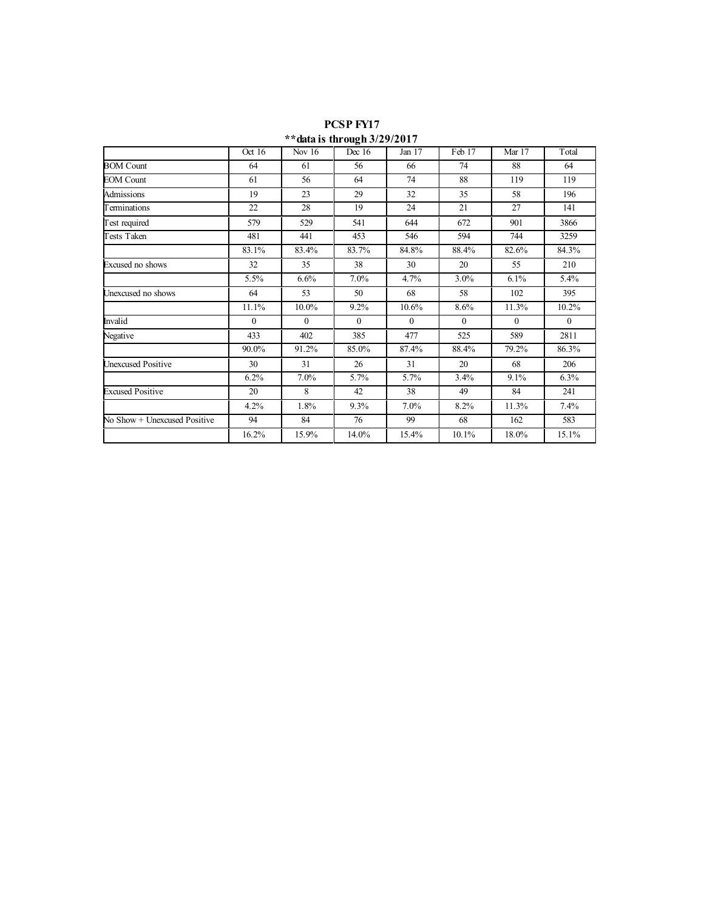**PCSP FY17**

**\*\*data is through 3/29/2017**

| | Oct 16 | Nov 16 | Dec 16 | Jan 17 | Feb 17 | Mar 17 | Total |
|---|---|---|---|---|---|---|---|
| BOM Count | 64 | 61 | 56 | 66 | 74 | 88 | 64 |
| EOM Count | 61 | 56 | 64 | 74 | 88 | 119 | 119 |
| Admissions | 19 | 23 | 29 | 32 | 35 | 58 | 196 |
| Terminations | 22 | 28 | 19 | 24 | 21 | 27 | 141 |
| Test required | 579 | 529 | 541 | 644 | 672 | 901 | 3866 |
| Tests Taken | 481 | 441 | 453 | 546 | 594 | 744 | 3259 |
| | 83.1% | 83.4% | 83.7% | 84.8% | 88.4% | 82.6% | 84.3% |
| Excused no shows | 32 | 35 | 38 | 30 | 20 | 55 | 210 |
| | 5.5% | 6.6% | 7.0% | 4.7% | 3.0% | 6.1% | 5.4% |
| Unexcused no shows | 64 | 53 | 50 | 68 | 58 | 102 | 395 |
| | 11.1% | 10.0% | 9.2% | 10.6% | 8.6% | 11.3% | 10.2% |
| Invalid | 0 | 0 | 0 | 0 | 0 | 0 | 0 |
| Negative | 433 | 402 | 385 | 477 | 525 | 589 | 2811 |
| | 90.0% | 91.2% | 85.0% | 87.4% | 88.4% | 79.2% | 86.3% |
| Unexcused Positive | 30 | 31 | 26 | 31 | 20 | 68 | 206 |
| | 6.2% | 7.0% | 5.7% | 5.7% | 3.4% | 9.1% | 6.3% |
| Excused Positive | 20 | 8 | 42 | 38 | 49 | 84 | 241 |
| | 4.2% | 1.8% | 9.3% | 7.0% | 8.2% | 11.3% | 7.4% |
| No Show + Unexcused Positive | 94 | 84 | 76 | 99 | 68 | 162 | 583 |
| | 16.2% | 15.9% | 14.0% | 15.4% | 10.1% | 18.0% | 15.1% |